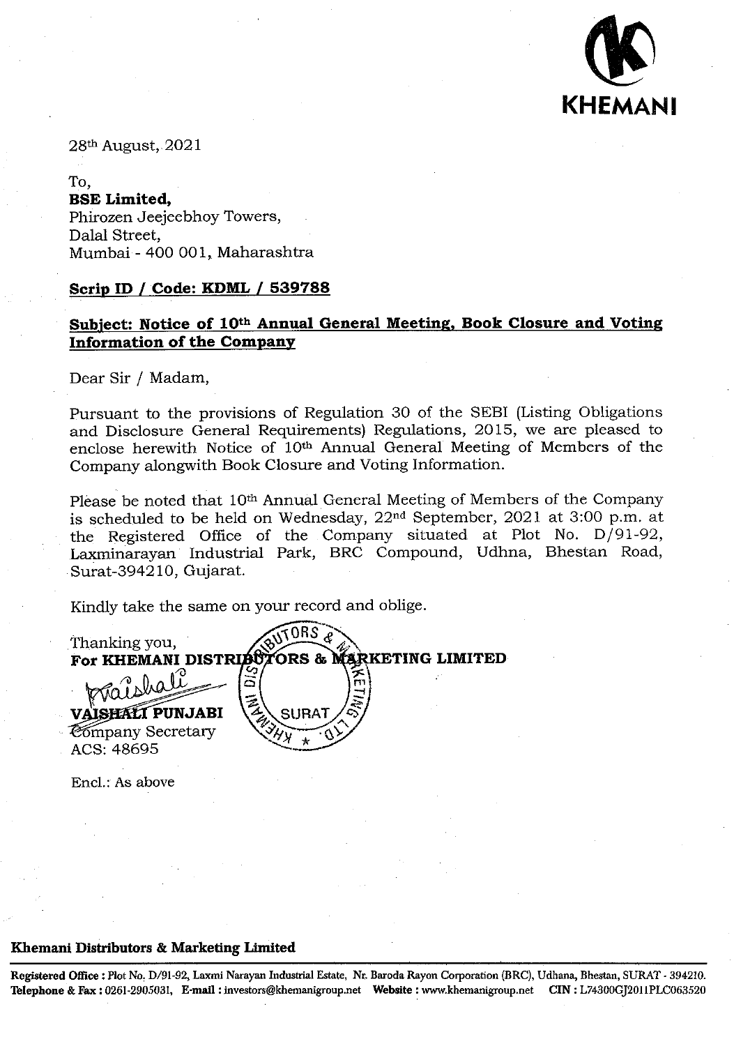KHEMANI

28th August, 2021

To,
**BSE Limited,**
Phirozen Jeejeebhoy Towers,
Dalal Street,
Mumbai - 400 001, Maharashtra

**Scrip ID / Code: KDML / 539788**

**Subject: Notice of 10th Annual General Meeting, Book Closure and Voting Information of the Company**

Dear Sir / Madam,

Pursuant to the provisions of Regulation 30 of the SEBI (Listing Obligations and Disclosure General Requirements) Regulations, 2015, we are pleased to enclose herewith Notice of 10th Annual General Meeting of Members of the Company alongwith Book Closure and Voting Information.

Please be noted that 10th Annual General Meeting of Members of the Company is scheduled to be held on Wednesday, 22nd September, 2021 at 3:00 p.m. at the Registered Office of the Company situated at Plot No. D/91-92, Laxminarayan Industrial Park, BRC Compound, Udhna, Bhestan Road, Surat-394210, Gujarat.

Kindly take the same on your record and oblige.

Thanking you,
**For KHEMANI DISTRIBUTORS & MARKETING LIMITED**

**VAISHALI PUNJABI**
Company Secretary
ACS: 48695

Encl.: As above

**Khemani Distributors & Marketing Limited**

**Registered Office :** Plot No. D/91-92, Laxmi Narayan Industrial Estate, Nr. Baroda Rayon Corporation (BRC), Udhana, Bhestan, SURAT - 394210.
**Telephone & Fax :** 0261-2905031, **E-mail :** investors@khemanigroup.net **Website :** www.khemanigroup.net **CIN :** L74300GJ2011PLC063520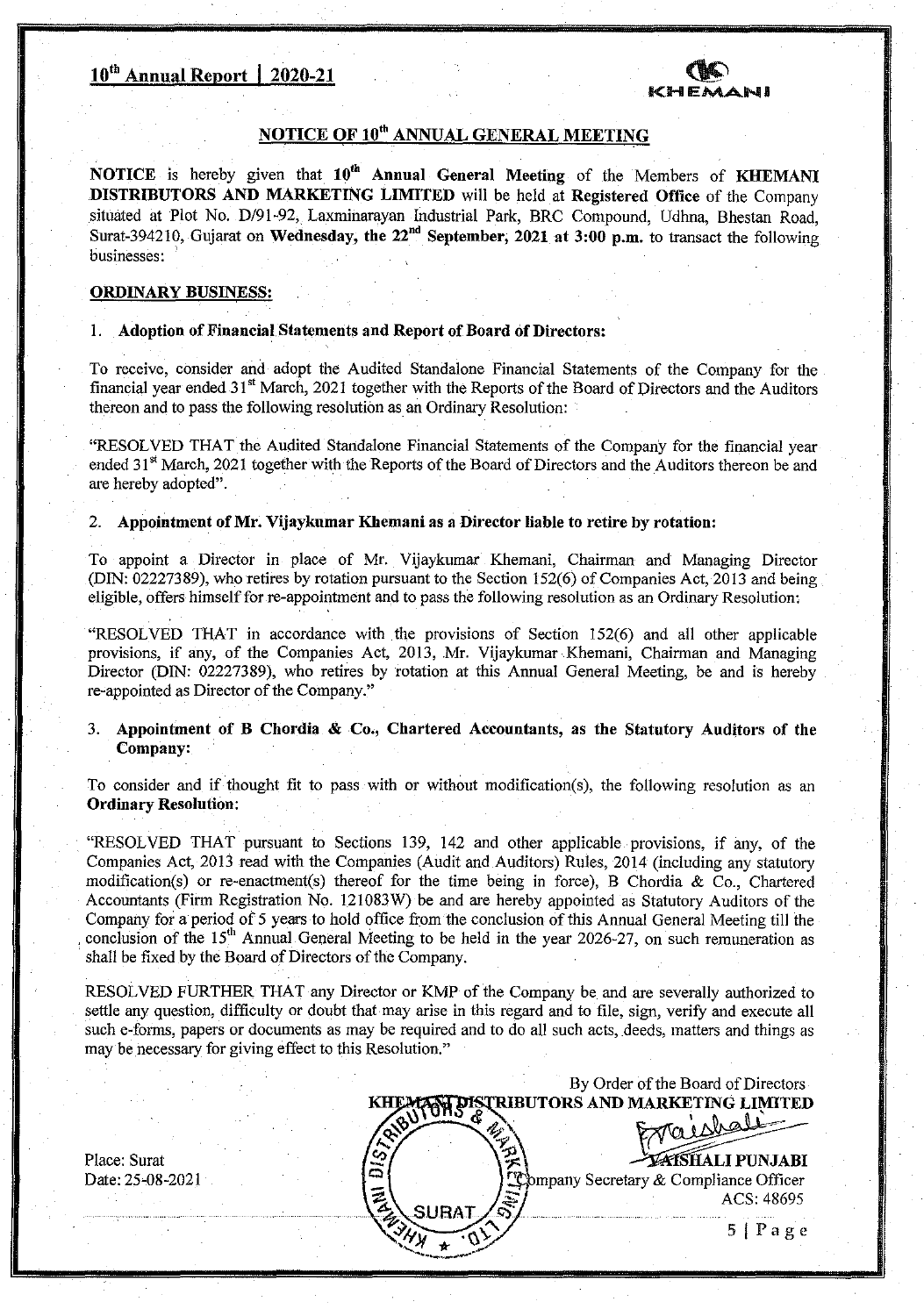## NOTICE OF 10th ANNUAL GENERAL MEETING

**NOTICE** is hereby given that **10th Annual General Meeting** of the Members of **KHEMANI DISTRIBUTORS AND MARKETING LIMITED** will be held at **Registered Office** of the Company situated at Plot No. D/91-92, Laxminarayan Industrial Park, BRC Compound, Udhna, Bhestan Road, Surat-394210, Gujarat on **Wednesday, the 22nd September, 2021 at 3:00 p.m.** to transact the following businesses:

### ORDINARY BUSINESS:

1. **Adoption of Financial Statements and Report of Board of Directors:**

To receive, consider and adopt the Audited Standalone Financial Statements of the Company for the financial year ended 31st March, 2021 together with the Reports of the Board of Directors and the Auditors thereon and to pass the following resolution as an Ordinary Resolution:

"RESOLVED THAT the Audited Standalone Financial Statements of the Company for the financial year ended 31st March, 2021 together with the Reports of the Board of Directors and the Auditors thereon be and are hereby adopted".

2. **Appointment of Mr. Vijaykumar Khemani as a Director liable to retire by rotation:**

To appoint a Director in place of Mr. Vijaykumar Khemani, Chairman and Managing Director (DIN: 02227389), who retires by rotation pursuant to the Section 152(6) of Companies Act, 2013 and being eligible, offers himself for re-appointment and to pass the following resolution as an Ordinary Resolution:

"RESOLVED THAT in accordance with the provisions of Section 152(6) and all other applicable provisions, if any, of the Companies Act, 2013, Mr. Vijaykumar Khemani, Chairman and Managing Director (DIN: 02227389), who retires by rotation at this Annual General Meeting, be and is hereby re-appointed as Director of the Company."

3. **Appointment of B Chordia & Co., Chartered Accountants, as the Statutory Auditors of the Company:**

To consider and if thought fit to pass with or without modification(s), the following resolution as an **Ordinary Resolution**:

"RESOLVED THAT pursuant to Sections 139, 142 and other applicable provisions, if any, of the Companies Act, 2013 read with the Companies (Audit and Auditors) Rules, 2014 (including any statutory modification(s) or re-enactment(s) thereof for the time being in force), B Chordia & Co., Chartered Accountants (Firm Registration No. 121083W) be and are hereby appointed as Statutory Auditors of the Company for a period of 5 years to hold office from the conclusion of this Annual General Meeting till the conclusion of the 15th Annual General Meeting to be held in the year 2026-27, on such remuneration as shall be fixed by the Board of Directors of the Company.

RESOLVED FURTHER THAT any Director or KMP of the Company be and are severally authorized to settle any question, difficulty or doubt that may arise in this regard and to file, sign, verify and execute all such e-forms, papers or documents as may be required and to do all such acts, deeds, matters and things as may be necessary for giving effect to this Resolution."

By Order of the Board of Directors
**KHEMANI DISTRIBUTORS AND MARKETING LIMITED**

**VAISHALI PUNJABI**
Company Secretary & Compliance Officer
ACS: 48695

Place: Surat
Date: 25-08-2021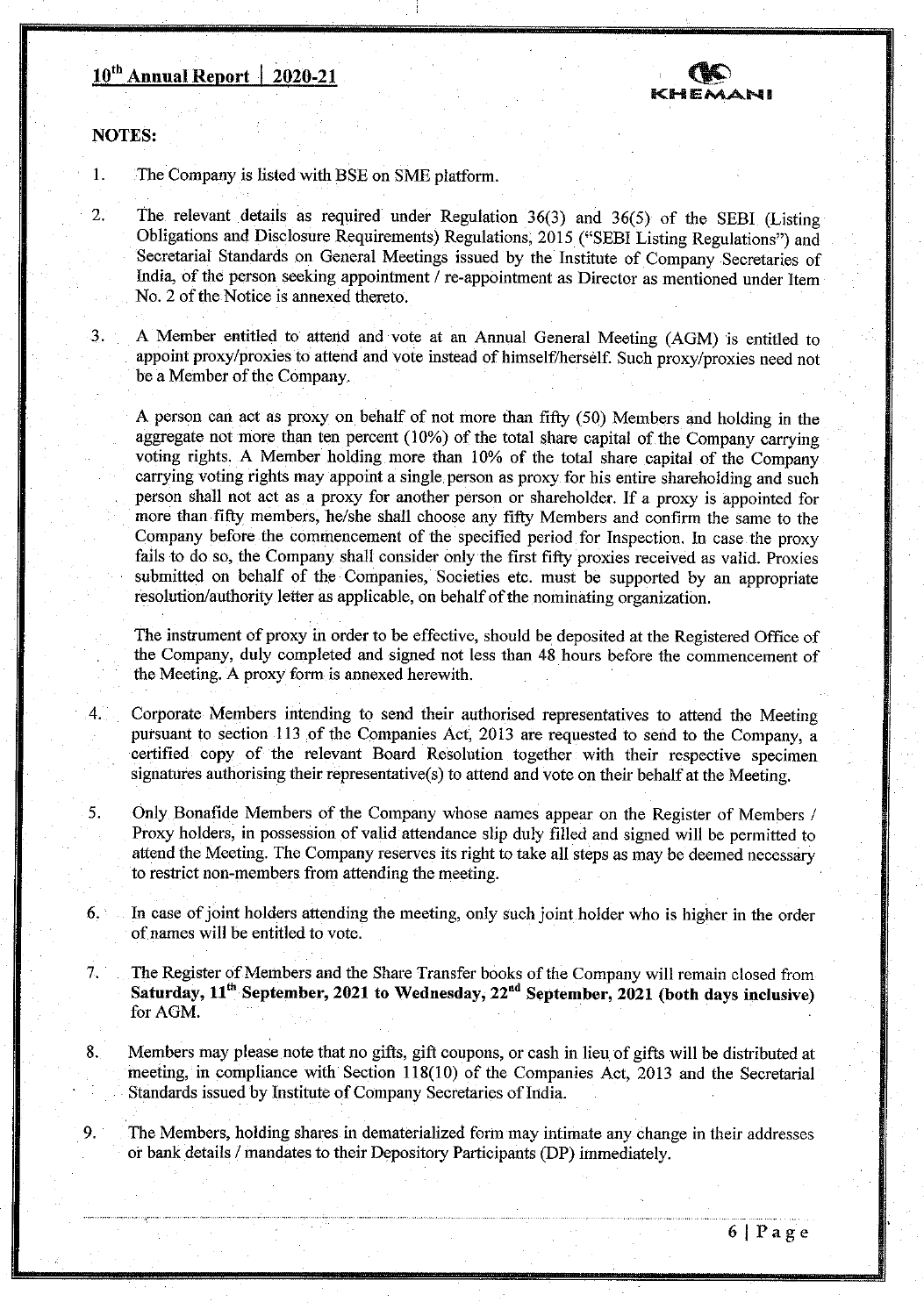## NOTES:

1. The Company is listed with BSE on SME platform.

2. The relevant details as required under Regulation 36(3) and 36(5) of the SEBI (Listing Obligations and Disclosure Requirements) Regulations, 2015 ("SEBI Listing Regulations") and Secretarial Standards on General Meetings issued by the Institute of Company Secretaries of India, of the person seeking appointment / re-appointment as Director as mentioned under Item No. 2 of the Notice is annexed thereto.

3. A Member entitled to attend and vote at an Annual General Meeting (AGM) is entitled to appoint proxy/proxies to attend and vote instead of himself/herself. Such proxy/proxies need not be a Member of the Company.

   A person can act as proxy on behalf of not more than fifty (50) Members and holding in the aggregate not more than ten percent (10%) of the total share capital of the Company carrying voting rights. A Member holding more than 10% of the total share capital of the Company carrying voting rights may appoint a single person as proxy for his entire shareholding and such person shall not act as a proxy for another person or shareholder. If a proxy is appointed for more than fifty members, he/she shall choose any fifty Members and confirm the same to the Company before the commencement of the specified period for Inspection. In case the proxy fails to do so, the Company shall consider only the first fifty proxies received as valid. Proxies submitted on behalf of the Companies, Societies etc. must be supported by an appropriate resolution/authority letter as applicable, on behalf of the nominating organization.

   The instrument of proxy in order to be effective, should be deposited at the Registered Office of the Company, duly completed and signed not less than 48 hours before the commencement of the Meeting. A proxy form is annexed herewith.

4. Corporate Members intending to send their authorised representatives to attend the Meeting pursuant to section 113 of the Companies Act, 2013 are requested to send to the Company, a certified copy of the relevant Board Resolution together with their respective specimen signatures authorising their representative(s) to attend and vote on their behalf at the Meeting.

5. Only Bonafide Members of the Company whose names appear on the Register of Members / Proxy holders, in possession of valid attendance slip duly filled and signed will be permitted to attend the Meeting. The Company reserves its right to take all steps as may be deemed necessary to restrict non-members from attending the meeting.

6. In case of joint holders attending the meeting, only such joint holder who is higher in the order of names will be entitled to vote.

7. The Register of Members and the Share Transfer books of the Company will remain closed from **Saturday, 11th September, 2021 to Wednesday, 22nd September, 2021 (both days inclusive)** for AGM.

8. Members may please note that no gifts, gift coupons, or cash in lieu of gifts will be distributed at meeting, in compliance with Section 118(10) of the Companies Act, 2013 and the Secretarial Standards issued by Institute of Company Secretaries of India.

9. The Members, holding shares in dematerialized form may intimate any change in their addresses or bank details / mandates to their Depository Participants (DP) immediately.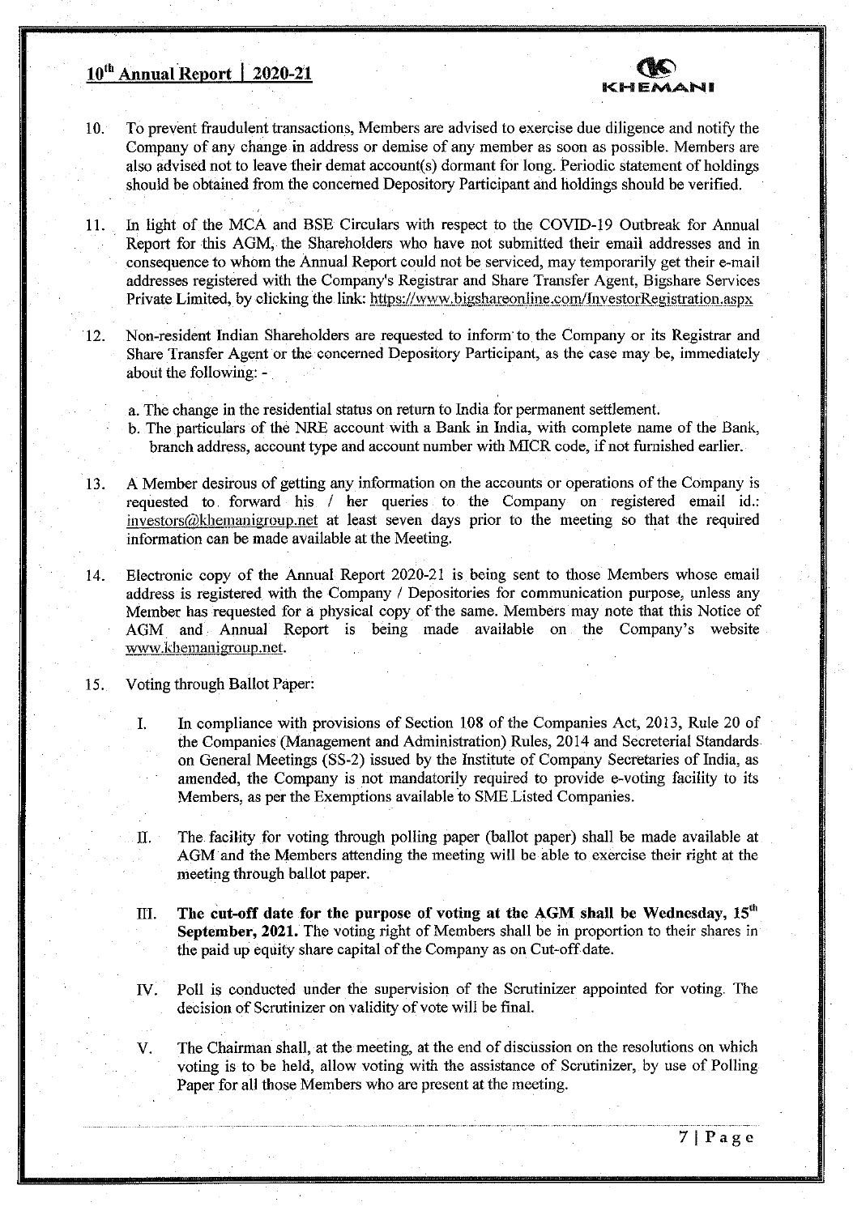10. To prevent fraudulent transactions, Members are advised to exercise due diligence and notify the Company of any change in address or demise of any member as soon as possible. Members are also advised not to leave their demat account(s) dormant for long. Periodic statement of holdings should be obtained from the concerned Depository Participant and holdings should be verified.

11. In light of the MCA and BSE Circulars with respect to the COVID-19 Outbreak for Annual Report for this AGM, the Shareholders who have not submitted their email addresses and in consequence to whom the Annual Report could not be serviced, may temporarily get their e-mail addresses registered with the Company's Registrar and Share Transfer Agent, Bigshare Services Private Limited, by clicking the link: https://www.bigshareonline.com/InvestorRegistration.aspx

12. Non-resident Indian Shareholders are requested to inform to the Company or its Registrar and Share Transfer Agent or the concerned Depository Participant, as the case may be, immediately about the following: -

    a. The change in the residential status on return to India for permanent settlement.
    b. The particulars of the NRE account with a Bank in India, with complete name of the Bank, branch address, account type and account number with MICR code, if not furnished earlier.

13. A Member desirous of getting any information on the accounts or operations of the Company is requested to forward his / her queries to the Company on registered email id.: investors@khemanigroup.net at least seven days prior to the meeting so that the required information can be made available at the Meeting.

14. Electronic copy of the Annual Report 2020-21 is being sent to those Members whose email address is registered with the Company / Depositories for communication purpose, unless any Member has requested for a physical copy of the same. Members may note that this Notice of AGM and Annual Report is being made available on the Company's website www.khemanigroup.net.

15. Voting through Ballot Paper:

    I. In compliance with provisions of Section 108 of the Companies Act, 2013, Rule 20 of the Companies (Management and Administration) Rules, 2014 and Secreterial Standards on General Meetings (SS-2) issued by the Institute of Company Secretaries of India, as amended, the Company is not mandatorily required to provide e-voting facility to its Members, as per the Exemptions available to SME Listed Companies.

    II. The facility for voting through polling paper (ballot paper) shall be made available at AGM and the Members attending the meeting will be able to exercise their right at the meeting through ballot paper.

    III. **The cut-off date for the purpose of voting at the AGM shall be Wednesday, 15th September, 2021.** The voting right of Members shall be in proportion to their shares in the paid up equity share capital of the Company as on Cut-off date.

    IV. Poll is conducted under the supervision of the Scrutinizer appointed for voting. The decision of Scrutinizer on validity of vote will be final.

    V. The Chairman shall, at the meeting, at the end of discussion on the resolutions on which voting is to be held, allow voting with the assistance of Scrutinizer, by use of Polling Paper for all those Members who are present at the meeting.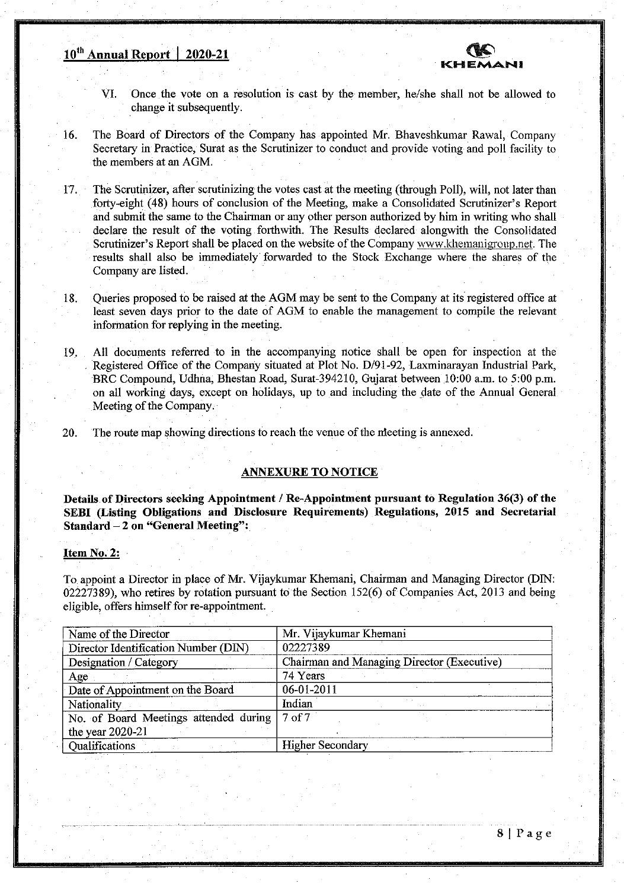VI. Once the vote on a resolution is cast by the member, he/she shall not be allowed to change it subsequently.

16. The Board of Directors of the Company has appointed Mr. Bhaveshkumar Rawal, Company Secretary in Practice, Surat as the Scrutinizer to conduct and provide voting and poll facility to the members at an AGM.

17. The Scrutinizer, after scrutinizing the votes cast at the meeting (through Poll), will, not later than forty-eight (48) hours of conclusion of the Meeting, make a Consolidated Scrutinizer's Report and submit the same to the Chairman or any other person authorized by him in writing who shall declare the result of the voting forthwith. The Results declared alongwith the Consolidated Scrutinizer's Report shall be placed on the website of the Company www.khemanigroup.net. The results shall also be immediately forwarded to the Stock Exchange where the shares of the Company are listed.

18. Queries proposed to be raised at the AGM may be sent to the Company at its registered office at least seven days prior to the date of AGM to enable the management to compile the relevant information for replying in the meeting.

19. All documents referred to in the accompanying notice shall be open for inspection at the Registered Office of the Company situated at Plot No. D/91-92, Laxminarayan Industrial Park, BRC Compound, Udhna, Bhestan Road, Surat-394210, Gujarat between 10:00 a.m. to 5:00 p.m. on all working days, except on holidays, up to and including the date of the Annual General Meeting of the Company.

20. The route map showing directions to reach the venue of the meeting is annexed.

## ANNEXURE TO NOTICE

**Details of Directors seeking Appointment / Re-Appointment pursuant to Regulation 36(3) of the SEBI (Listing Obligations and Disclosure Requirements) Regulations, 2015 and Secretarial Standard – 2 on "General Meeting":**

**Item No. 2:**

To appoint a Director in place of Mr. Vijaykumar Khemani, Chairman and Managing Director (DIN: 02227389), who retires by rotation pursuant to the Section 152(6) of Companies Act, 2013 and being eligible, offers himself for re-appointment.

| Name of the Director | Mr. Vijaykumar Khemani |
|---|---|
| Director Identification Number (DIN) | 02227389 |
| Designation / Category | Chairman and Managing Director (Executive) |
| Age | 74 Years |
| Date of Appointment on the Board | 06-01-2011 |
| Nationality | Indian |
| No. of Board Meetings attended during the year 2020-21 | 7 of 7 |
| Qualifications | Higher Secondary |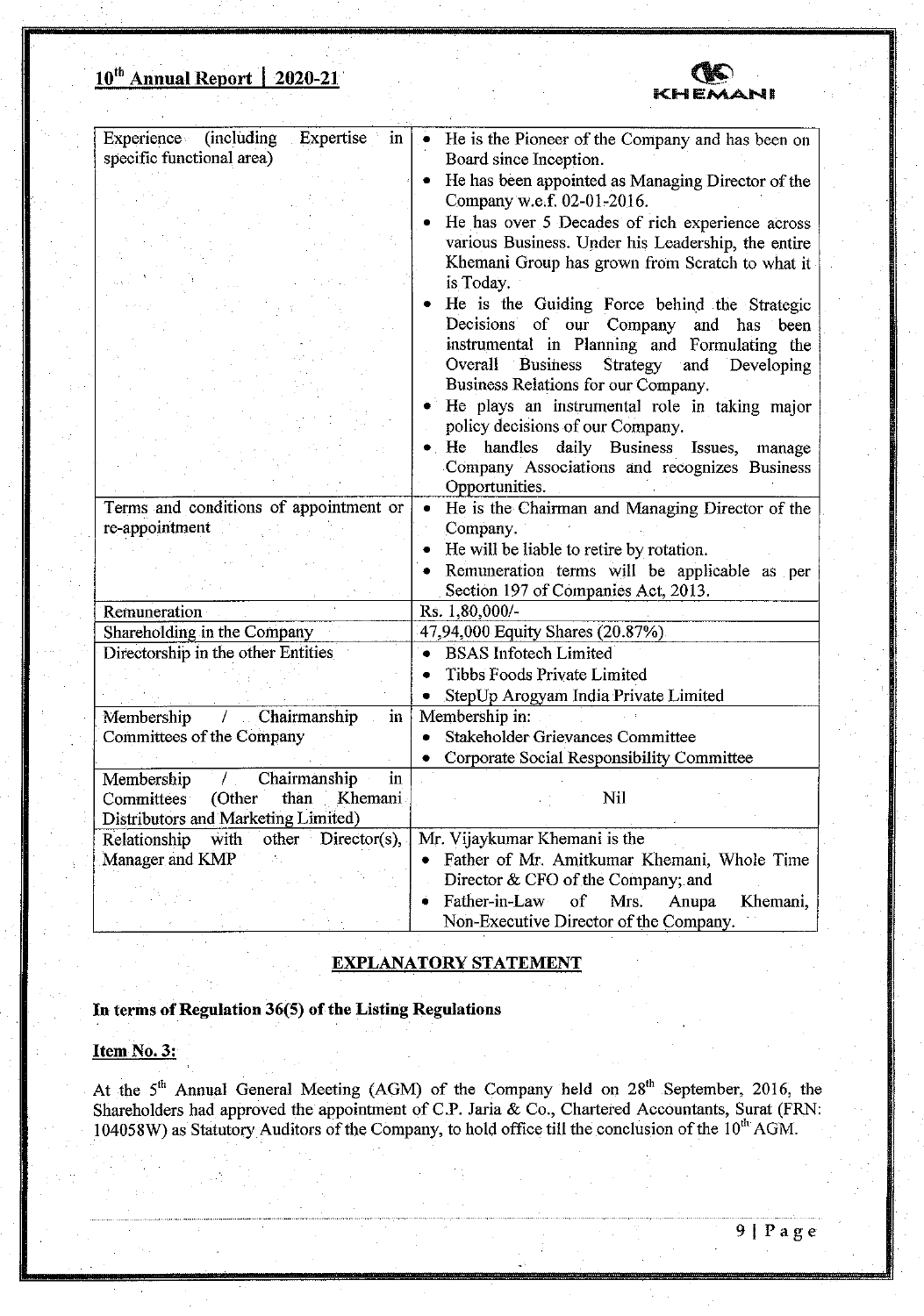| | |
|---|---|
| Experience (including Expertise in specific functional area) | • He is the Pioneer of the Company and has been on Board since Inception.<br>• He has been appointed as Managing Director of the Company w.e.f. 02-01-2016.<br>• He has over 5 Decades of rich experience across various Business. Under his Leadership, the entire Khemani Group has grown from Scratch to what it is Today.<br>• He is the Guiding Force behind the Strategic Decisions of our Company and has been instrumental in Planning and Formulating the Overall Business Strategy and Developing Business Relations for our Company.<br>• He plays an instrumental role in taking major policy decisions of our Company.<br>• He handles daily Business Issues, manage Company Associations and recognizes Business Opportunities. |
| Terms and conditions of appointment or re-appointment | • He is the Chairman and Managing Director of the Company.<br>• He will be liable to retire by rotation.<br>• Remuneration terms will be applicable as per Section 197 of Companies Act, 2013. |
| Remuneration | Rs. 1,80,000/- |
| Shareholding in the Company | 47,94,000 Equity Shares (20.87%) |
| Directorship in the other Entities | • BSAS Infotech Limited<br>• Tibbs Foods Private Limited<br>• StepUp Arogyam India Private Limited |
| Membership / Chairmanship in Committees of the Company | Membership in:<br>• Stakeholder Grievances Committee<br>• Corporate Social Responsibility Committee |
| Membership / Chairmanship in Committees (Other than Khemani Distributors and Marketing Limited) | Nil |
| Relationship with other Director(s), Manager and KMP | Mr. Vijaykumar Khemani is the<br>• Father of Mr. Amitkumar Khemani, Whole Time Director & CFO of the Company; and<br>• Father-in-Law of Mrs. Anupa Khemani, Non-Executive Director of the Company. |

## EXPLANATORY STATEMENT

**In terms of Regulation 36(5) of the Listing Regulations**

**Item No. 3:**

At the 5th Annual General Meeting (AGM) of the Company held on 28th September, 2016, the Shareholders had approved the appointment of C.P. Jaria & Co., Chartered Accountants, Surat (FRN: 104058W) as Statutory Auditors of the Company, to hold office till the conclusion of the 10th AGM.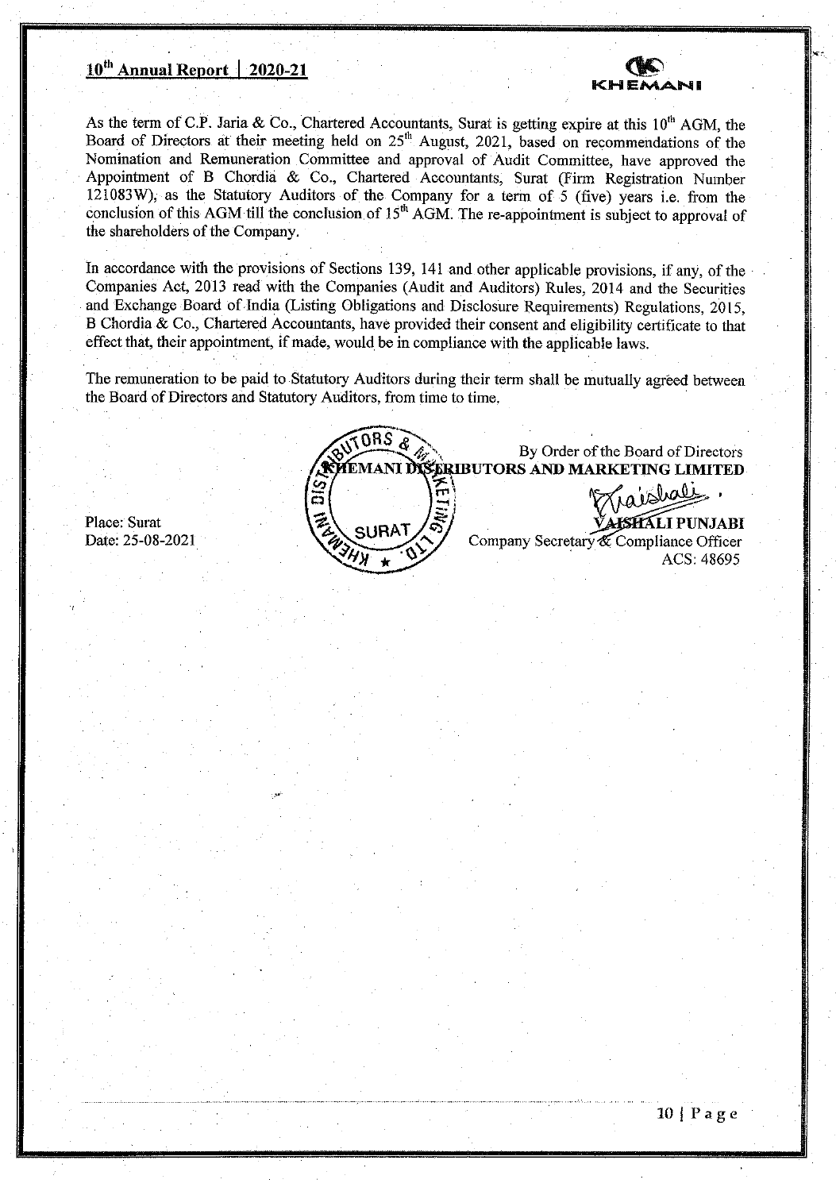As the term of C.P. Jaria & Co., Chartered Accountants, Surat is getting expire at this 10th AGM, the Board of Directors at their meeting held on 25th August, 2021, based on recommendations of the Nomination and Remuneration Committee and approval of Audit Committee, have approved the Appointment of B Chordia & Co., Chartered Accountants, Surat (Firm Registration Number 121083W), as the Statutory Auditors of the Company for a term of 5 (five) years i.e. from the conclusion of this AGM till the conclusion of 15th AGM. The re-appointment is subject to approval of the shareholders of the Company.

In accordance with the provisions of Sections 139, 141 and other applicable provisions, if any, of the Companies Act, 2013 read with the Companies (Audit and Auditors) Rules, 2014 and the Securities and Exchange Board of India (Listing Obligations and Disclosure Requirements) Regulations, 2015, B Chordia & Co., Chartered Accountants, have provided their consent and eligibility certificate to that effect that, their appointment, if made, would be in compliance with the applicable laws.

The remuneration to be paid to Statutory Auditors during their term shall be mutually agreed between the Board of Directors and Statutory Auditors, from time to time.

By Order of the Board of Directors
**KHEMANI DISTRIBUTORS AND MARKETING LIMITED**

**VAISHALI PUNJABI**
Company Secretary & Compliance Officer
ACS: 48695

Place: Surat
Date: 25-08-2021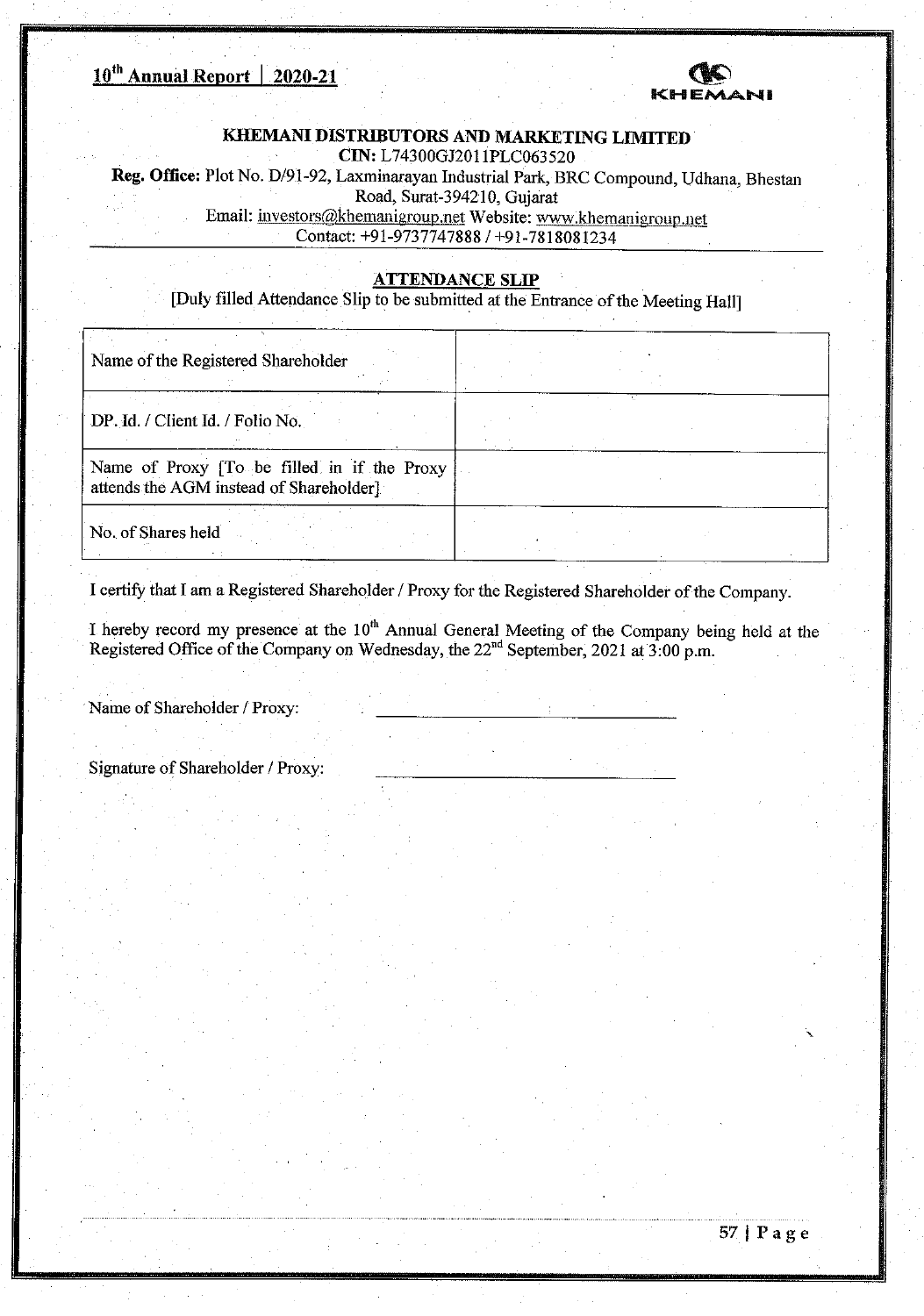# KHEMANI DISTRIBUTORS AND MARKETING LIMITED

**CIN:** L74300GJ2011PLC063520

**Reg. Office:** Plot No. D/91-92, Laxminarayan Industrial Park, BRC Compound, Udhana, Bhestan Road, Surat-394210, Gujarat

Email: investors@khemanigroup.net Website: www.khemanigroup.net

Contact: +91-9737747888 / +91-7818081234

## ATTENDANCE SLIP

[Duly filled Attendance Slip to be submitted at the Entrance of the Meeting Hall]

| | |
|---|---|
| Name of the Registered Shareholder | |
| DP. Id. / Client Id. / Folio No. | |
| Name of Proxy [To be filled in if the Proxy attends the AGM instead of Shareholder] | |
| No. of Shares held | |

I certify that I am a Registered Shareholder / Proxy for the Registered Shareholder of the Company.

I hereby record my presence at the 10th Annual General Meeting of the Company being held at the Registered Office of the Company on Wednesday, the 22nd September, 2021 at 3:00 p.m.

Name of Shareholder / Proxy: ______________________________

Signature of Shareholder / Proxy: ______________________________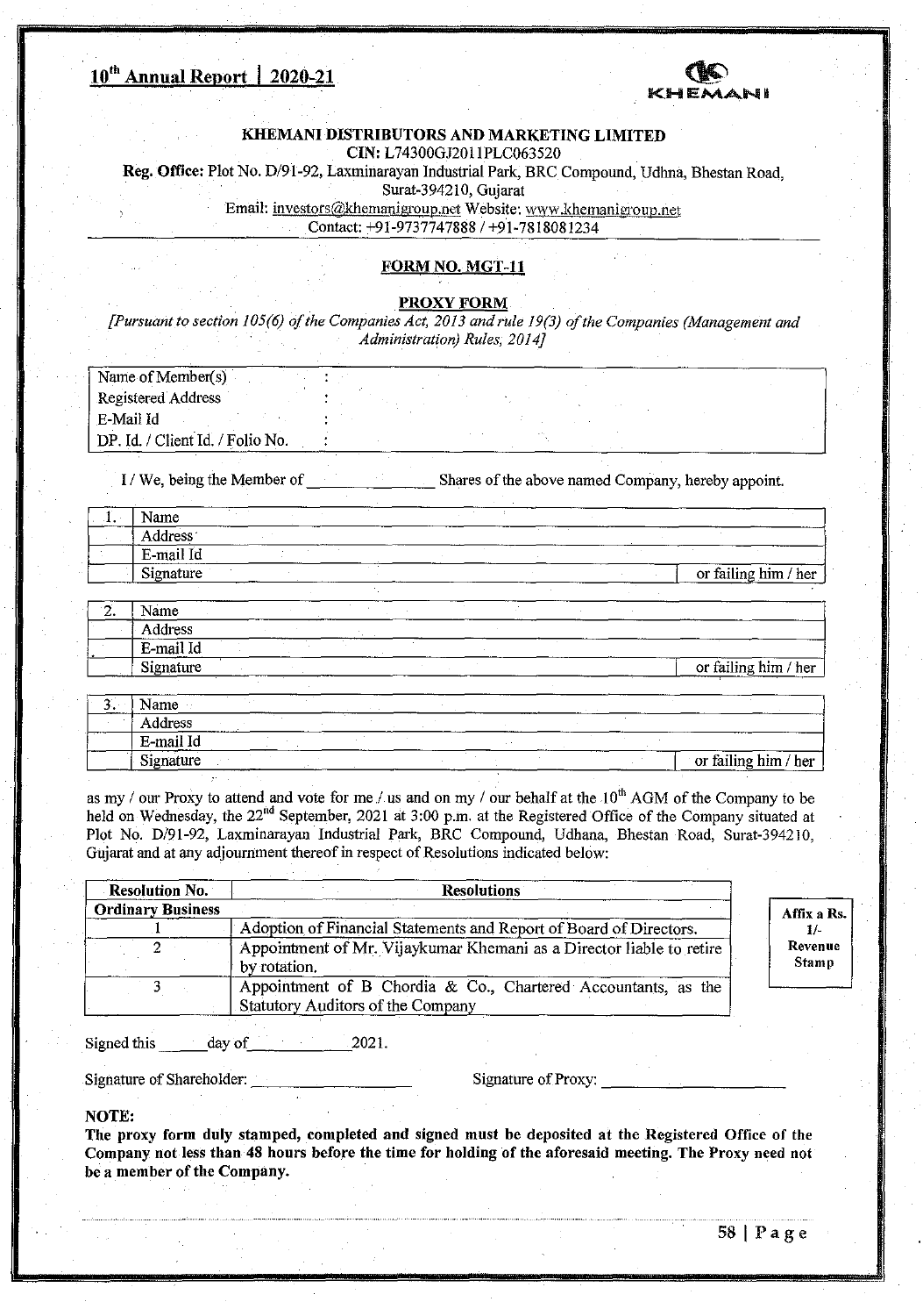**KHEMANI DISTRIBUTORS AND MARKETING LIMITED**

**CIN:** L74300GJ2011PLC063520

**Reg. Office:** Plot No. D/91-92, Laxminarayan Industrial Park, BRC Compound, Udhna, Bhestan Road, Surat-394210, Gujarat

Email: investors@khemanigroup.net Website: www.khemanigroup.net

Contact: +91-9737747888 / +91-7818081234

## FORM NO. MGT-11

### PROXY FORM

*[Pursuant to section 105(6) of the Companies Act, 2013 and rule 19(3) of the Companies (Management and Administration) Rules, 2014]*

| | |
|---|---|
| Name of Member(s) | : |
| Registered Address | : |
| E-Mail Id | : |
| DP. Id. / Client Id. / Folio No. | : |

I / We, being the Member of _______________ Shares of the above named Company, hereby appoint.

| | | |
|---|---|---|
| 1. | Name | |
| | Address | |
| | E-mail Id | |
| | Signature | or failing him / her |

| | | |
|---|---|---|
| 2. | Name | |
| | Address | |
| | E-mail Id | |
| | Signature | or failing him / her |

| | | |
|---|---|---|
| 3. | Name | |
| | Address | |
| | E-mail Id | |
| | Signature | or failing him / her |

as my / our Proxy to attend and vote for me / us and on my / our behalf at the 10th AGM of the Company to be held on Wednesday, the 22nd September, 2021 at 3:00 p.m. at the Registered Office of the Company situated at Plot No. D/91-92, Laxminarayan Industrial Park, BRC Compound, Udhana, Bhestan Road, Surat-394210, Gujarat and at any adjournment thereof in respect of Resolutions indicated below:

| Resolution No. | Resolutions |
|---|---|
| **Ordinary Business** | |
| 1 | Adoption of Financial Statements and Report of Board of Directors. |
| 2 | Appointment of Mr. Vijaykumar Khemani as a Director liable to retire by rotation. |
| 3 | Appointment of B Chordia & Co., Chartered Accountants, as the Statutory Auditors of the Company |

**Affix a Rs. 1/- Revenue Stamp**

Signed this ______day of____________2021.

Signature of Shareholder: ___________________ Signature of Proxy: ___________________

**NOTE:**

**The proxy form duly stamped, completed and signed must be deposited at the Registered Office of the Company not less than 48 hours before the time for holding of the aforesaid meeting. The Proxy need not be a member of the Company.**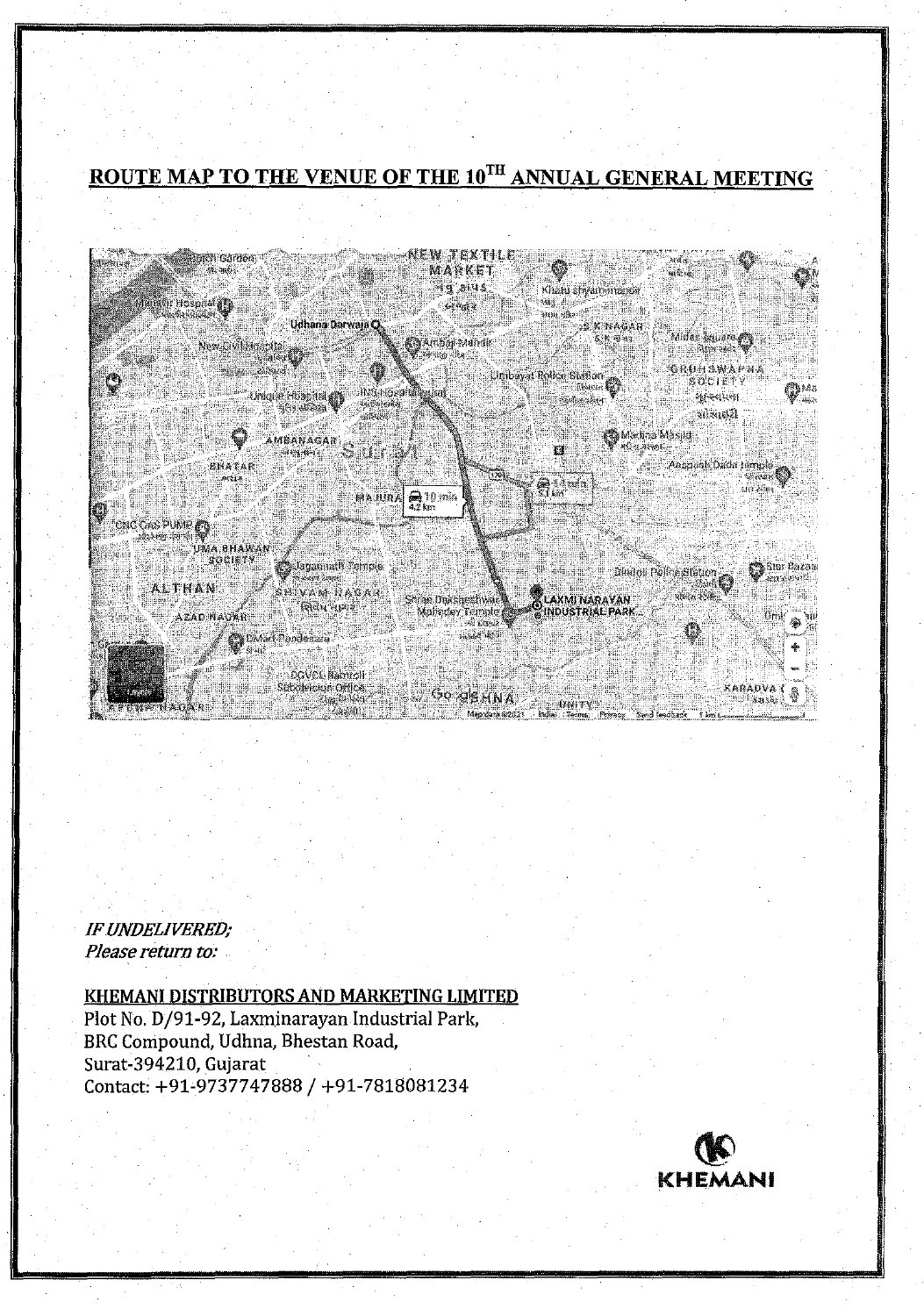## ROUTE MAP TO THE VENUE OF THE 10TH ANNUAL GENERAL MEETING

*IF UNDELIVERED;*
*Please return to:*

**KHEMANI DISTRIBUTORS AND MARKETING LIMITED**
Plot No. D/91-92, Laxminarayan Industrial Park,
BRC Compound, Udhna, Bhestan Road,
Surat-394210, Gujarat
Contact: +91-9737747888 / +91-7818081234

KHEMANI